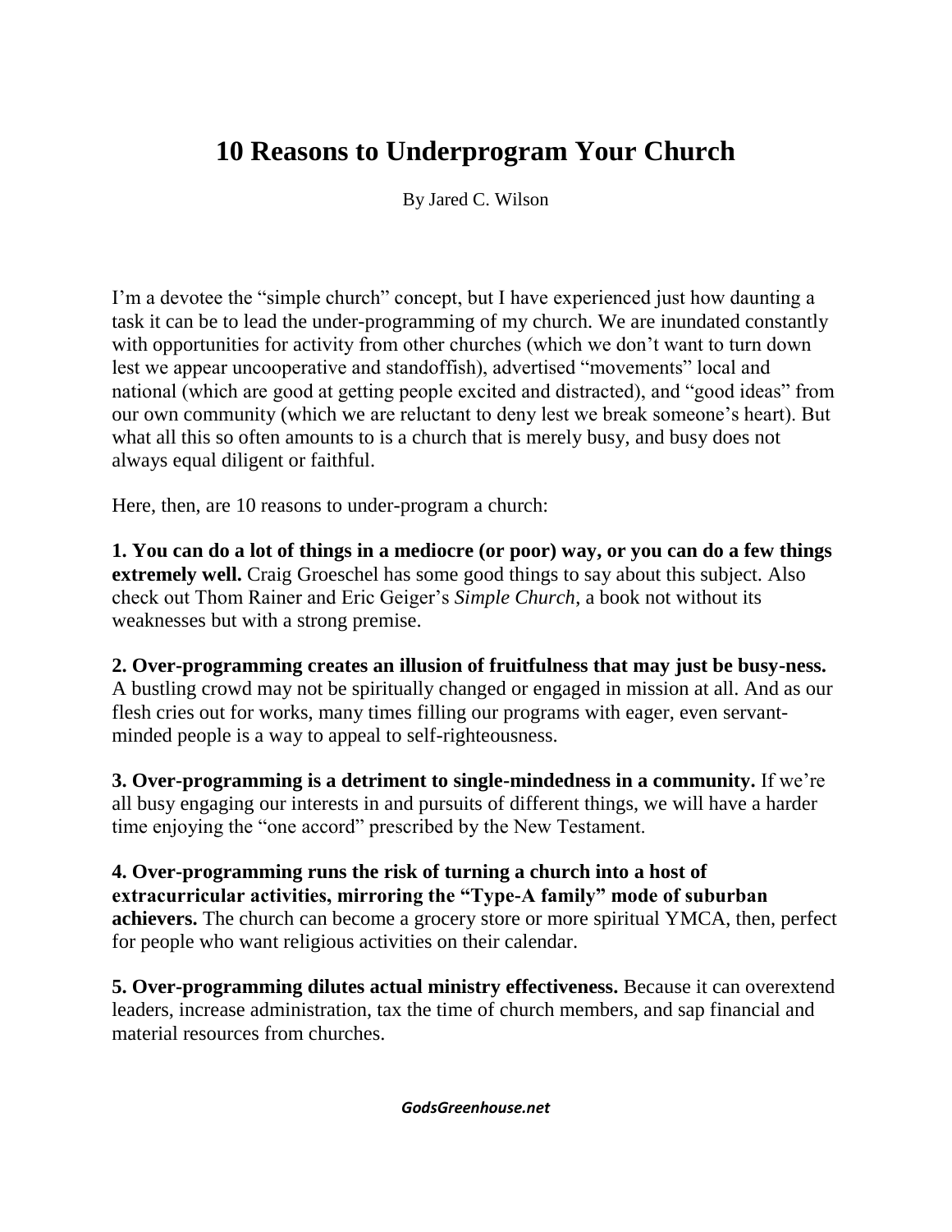# 10 Reasons to Underprogram Your Church

By Jared C. Wilson

I'm a devotee the "simple church" concept, but I have experienced just how daunting a task it can be to lead the under-programming of my church. We are inundated constantly with opportunities for activity from other churches (which we don't want to turn down lest we appear uncooperative and standoffish), advertised "movements" local and national (which are good at getting people excited and distracted), and "good ideas" from our own community (which we are reluctant to deny lest we break someone's heart). But what all this so often amounts to is a church that is merely busy, and busy does not always equal diligent or faithful.

Here, then, are 10 reasons to under-program a church:

**1. You can do a lot of things in a mediocre (or poor) way, or you can do a few things extremely well.** Craig Groeschel has some good things to say about this subject. Also check out Thom Rainer and Eric Geiger's *Simple Church*, a book not without its weaknesses but with a strong premise.

**2. Over-programming creates an illusion of fruitfulness that may just be busy-ness.** A bustling crowd may not be spiritually changed or engaged in mission at all. And as our flesh cries out for works, many times filling our programs with eager, even servant-minded people is a way to appeal to self-righteousness.

**3. Over-programming is a detriment to single-mindedness in a community.** If we're all busy engaging our interests in and pursuits of different things, we will have a harder time enjoying the "one accord" prescribed by the New Testament.

**4. Over-programming runs the risk of turning a church into a host of extracurricular activities, mirroring the "Type-A family" mode of suburban achievers.** The church can become a grocery store or more spiritual YMCA, then, perfect for people who want religious activities on their calendar.

**5. Over-programming dilutes actual ministry effectiveness.** Because it can overextend leaders, increase administration, tax the time of church members, and sap financial and material resources from churches.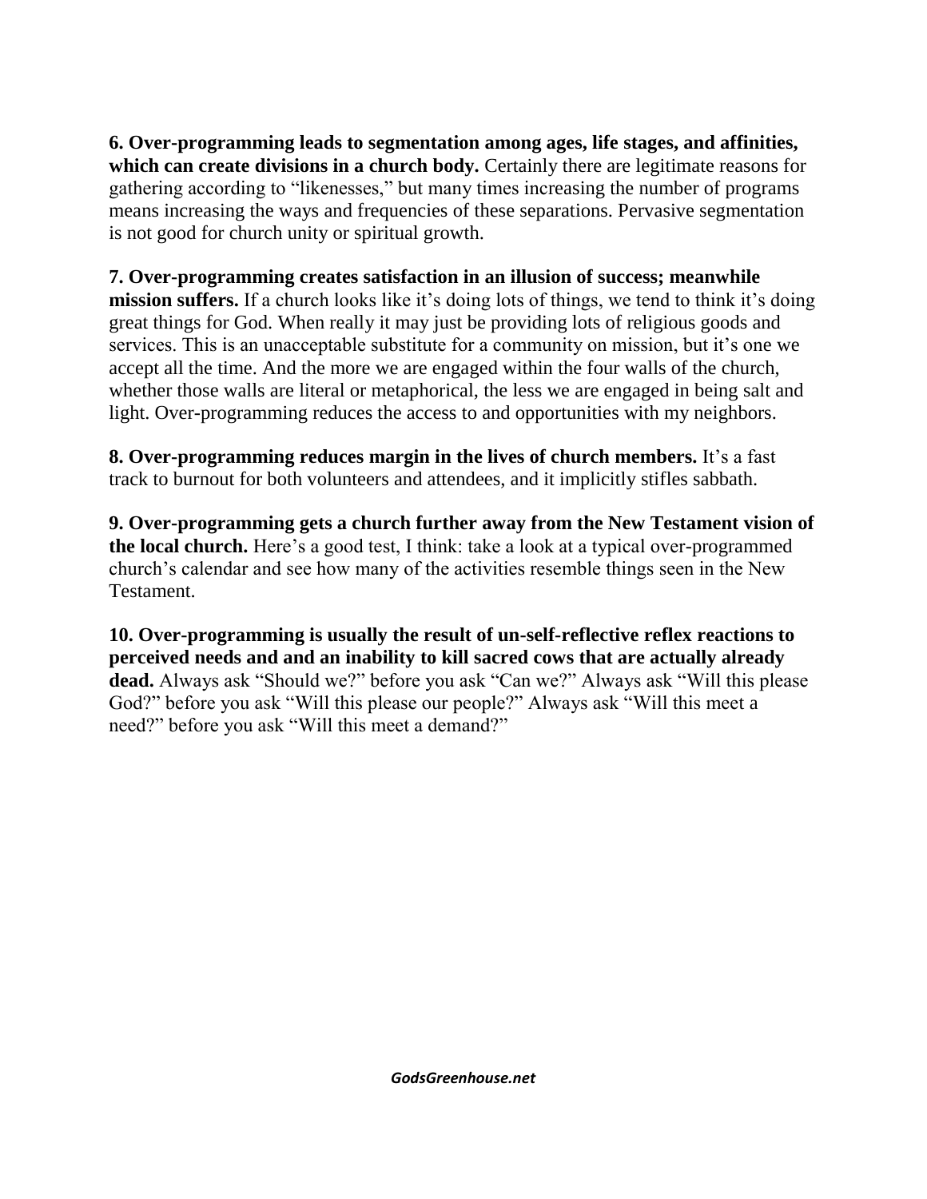**6. Over-programming leads to segmentation among ages, life stages, and affinities, which can create divisions in a church body.** Certainly there are legitimate reasons for gathering according to "likenesses," but many times increasing the number of programs means increasing the ways and frequencies of these separations. Pervasive segmentation is not good for church unity or spiritual growth.

**7. Over-programming creates satisfaction in an illusion of success; meanwhile mission suffers.** If a church looks like it's doing lots of things, we tend to think it's doing great things for God. When really it may just be providing lots of religious goods and services. This is an unacceptable substitute for a community on mission, but it's one we accept all the time. And the more we are engaged within the four walls of the church, whether those walls are literal or metaphorical, the less we are engaged in being salt and light. Over-programming reduces the access to and opportunities with my neighbors.

**8. Over-programming reduces margin in the lives of church members.** It's a fast track to burnout for both volunteers and attendees, and it implicitly stifles sabbath.

**9. Over-programming gets a church further away from the New Testament vision of the local church.** Here's a good test, I think: take a look at a typical over-programmed church's calendar and see how many of the activities resemble things seen in the New Testament.

**10. Over-programming is usually the result of un-self-reflective reflex reactions to perceived needs and and an inability to kill sacred cows that are actually already dead.** Always ask "Should we?" before you ask "Can we?" Always ask "Will this please God?" before you ask "Will this please our people?" Always ask "Will this meet a need?" before you ask "Will this meet a demand?"